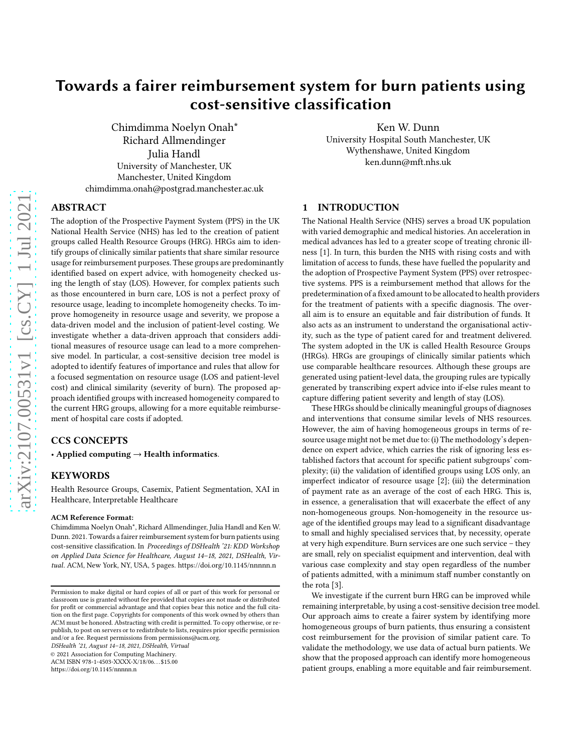# Towards a fairer reimbursement system for burn patients using cost-sensitive classification

Chimdimma Noelyn Onah*
Richard Allmendinger
Julia Handl
University of Manchester, UK
Manchester, United Kingdom
chimdimma.onah@postgrad.manchester.ac.uk

Ken W. Dunn
University Hospital South Manchester, UK
Wythenshawe, United Kingdom
ken.dunn@mft.nhs.uk

## ABSTRACT

The adoption of the Prospective Payment System (PPS) in the UK National Health Service (NHS) has led to the creation of patient groups called Health Resource Groups (HRG). HRGs aim to identify groups of clinically similar patients that share similar resource usage for reimbursement purposes. These groups are predominantly identified based on expert advice, with homogeneity checked using the length of stay (LOS). However, for complex patients such as those encountered in burn care, LOS is not a perfect proxy of resource usage, leading to incomplete homogeneity checks. To improve homogeneity in resource usage and severity, we propose a data-driven model and the inclusion of patient-level costing. We investigate whether a data-driven approach that considers additional measures of resource usage can lead to a more comprehensive model. In particular, a cost-sensitive decision tree model is adopted to identify features of importance and rules that allow for a focused segmentation on resource usage (LOS and patient-level cost) and clinical similarity (severity of burn). The proposed approach identified groups with increased homogeneity compared to the current HRG groups, allowing for a more equitable reimbursement of hospital care costs if adopted.

## CCS CONCEPTS

• **Applied computing → Health informatics**.

## KEYWORDS

Health Resource Groups, Casemix, Patient Segmentation, XAI in Healthcare, Interpretable Healthcare

**ACM Reference Format:**
Chimdimma Noelyn Onah*, Richard Allmendinger, Julia Handl and Ken W. Dunn. 2021. Towards a fairer reimbursement system for burn patients using cost-sensitive classification. In *Proceedings of DSHealth '21: KDD Workshop on Applied Data Science for Healthcare, August 14–18, 2021, DSHealth, Virtual.* ACM, New York, NY, USA, 5 pages. https://doi.org/10.1145/nnnnn.n

Permission to make digital or hard copies of all or part of this work for personal or classroom use is granted without fee provided that copies are not made or distributed for profit or commercial advantage and that copies bear this notice and the full citation on the first page. Copyrights for components of this work owned by others than ACM must be honored. Abstracting with credit is permitted. To copy otherwise, or republish, to post on servers or to redistribute to lists, requires prior specific permission and/or a fee. Request permissions from permissions@acm.org.
*DSHealth '21, August 14–18, 2021, DSHealth, Virtual*
© 2021 Association for Computing Machinery.
ACM ISBN 978-1-4503-XXXX-X/18/06...$15.00
https://doi.org/10.1145/nnnnn.n

## 1 INTRODUCTION

The National Health Service (NHS) serves a broad UK population with varied demographic and medical histories. An acceleration in medical advances has led to a greater scope of treating chronic illness [1]. In turn, this burden the NHS with rising costs and with limitation of access to funds, these have fuelled the popularity and the adoption of Prospective Payment System (PPS) over retrospective systems. PPS is a reimbursement method that allows for the predetermination of a fixed amount to be allocated to health providers for the treatment of patients with a specific diagnosis. The overall aim is to ensure an equitable and fair distribution of funds. It also acts as an instrument to understand the organisational activity, such as the type of patient cared for and treatment delivered. The system adopted in the UK is called Health Resource Groups (HRGs). HRGs are groupings of clinically similar patients which use comparable healthcare resources. Although these groups are generated using patient-level data, the grouping rules are typically generated by transcribing expert advice into if-else rules meant to capture differing patient severity and length of stay (LOS).

These HRGs should be clinically meaningful groups of diagnoses and interventions that consume similar levels of NHS resources. However, the aim of having homogeneous groups in terms of resource usage might not be met due to: (i) The methodology's dependence on expert advice, which carries the risk of ignoring less established factors that account for specific patient subgroups' complexity; (ii) the validation of identified groups using LOS only, an imperfect indicator of resource usage [2]; (iii) the determination of payment rate as an average of the cost of each HRG. This is, in essence, a generalisation that will exacerbate the effect of any non-homogeneous groups. Non-homogeneity in the resource usage of the identified groups may lead to a significant disadvantage to small and highly specialised services that, by necessity, operate at very high expenditure. Burn services are one such service – they are small, rely on specialist equipment and intervention, deal with various case complexity and stay open regardless of the number of patients admitted, with a minimum staff number constantly on the rota [3].

We investigate if the current burn HRG can be improved while remaining interpretable, by using a cost-sensitive decision tree model. Our approach aims to create a fairer system by identifying more homogeneous groups of burn patients, thus ensuring a consistent cost reimbursement for the provision of similar patient care. To validate the methodology, we use data of actual burn patients. We show that the proposed approach can identify more homogeneous patient groups, enabling a more equitable and fair reimbursement.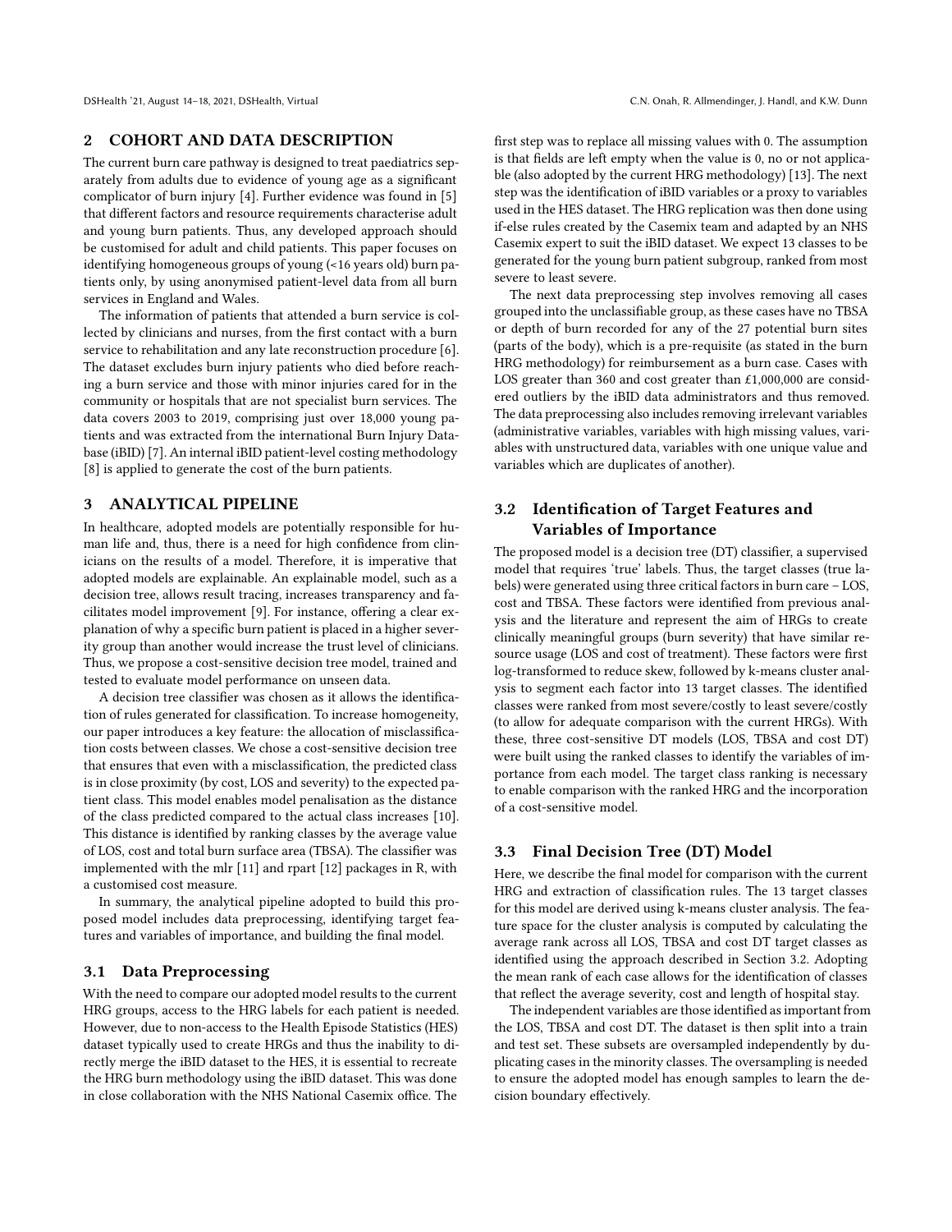## 2 COHORT AND DATA DESCRIPTION

The current burn care pathway is designed to treat paediatrics separately from adults due to evidence of young age as a significant complicator of burn injury [4]. Further evidence was found in [5] that different factors and resource requirements characterise adult and young burn patients. Thus, any developed approach should be customised for adult and child patients. This paper focuses on identifying homogeneous groups of young (<16 years old) burn patients only, by using anonymised patient-level data from all burn services in England and Wales.

The information of patients that attended a burn service is collected by clinicians and nurses, from the first contact with a burn service to rehabilitation and any late reconstruction procedure [6]. The dataset excludes burn injury patients who died before reaching a burn service and those with minor injuries cared for in the community or hospitals that are not specialist burn services. The data covers 2003 to 2019, comprising just over 18,000 young patients and was extracted from the international Burn Injury Database (iBID) [7]. An internal iBID patient-level costing methodology [8] is applied to generate the cost of the burn patients.

## 3 ANALYTICAL PIPELINE

In healthcare, adopted models are potentially responsible for human life and, thus, there is a need for high confidence from clinicians on the results of a model. Therefore, it is imperative that adopted models are explainable. An explainable model, such as a decision tree, allows result tracing, increases transparency and facilitates model improvement [9]. For instance, offering a clear explanation of why a specific burn patient is placed in a higher severity group than another would increase the trust level of clinicians. Thus, we propose a cost-sensitive decision tree model, trained and tested to evaluate model performance on unseen data.

A decision tree classifier was chosen as it allows the identification of rules generated for classification. To increase homogeneity, our paper introduces a key feature: the allocation of misclassification costs between classes. We chose a cost-sensitive decision tree that ensures that even with a misclassification, the predicted class is in close proximity (by cost, LOS and severity) to the expected patient class. This model enables model penalisation as the distance of the class predicted compared to the actual class increases [10]. This distance is identified by ranking classes by the average value of LOS, cost and total burn surface area (TBSA). The classifier was implemented with the mlr [11] and rpart [12] packages in R, with a customised cost measure.

In summary, the analytical pipeline adopted to build this proposed model includes data preprocessing, identifying target features and variables of importance, and building the final model.

### 3.1 Data Preprocessing

With the need to compare our adopted model results to the current HRG groups, access to the HRG labels for each patient is needed. However, due to non-access to the Health Episode Statistics (HES) dataset typically used to create HRGs and thus the inability to directly merge the iBID dataset to the HES, it is essential to recreate the HRG burn methodology using the iBID dataset. This was done in close collaboration with the NHS National Casemix office. The first step was to replace all missing values with 0. The assumption is that fields are left empty when the value is 0, no or not applicable (also adopted by the current HRG methodology) [13]. The next step was the identification of iBID variables or a proxy to variables used in the HES dataset. The HRG replication was then done using if-else rules created by the Casemix team and adapted by an NHS Casemix expert to suit the iBID dataset. We expect 13 classes to be generated for the young burn patient subgroup, ranked from most severe to least severe.

The next data preprocessing step involves removing all cases grouped into the unclassifiable group, as these cases have no TBSA or depth of burn recorded for any of the 27 potential burn sites (parts of the body), which is a pre-requisite (as stated in the burn HRG methodology) for reimbursement as a burn case. Cases with LOS greater than 360 and cost greater than £1,000,000 are considered outliers by the iBID data administrators and thus removed. The data preprocessing also includes removing irrelevant variables (administrative variables, variables with high missing values, variables with unstructured data, variables with one unique value and variables which are duplicates of another).

### 3.2 Identification of Target Features and Variables of Importance

The proposed model is a decision tree (DT) classifier, a supervised model that requires 'true' labels. Thus, the target classes (true labels) were generated using three critical factors in burn care – LOS, cost and TBSA. These factors were identified from previous analysis and the literature and represent the aim of HRGs to create clinically meaningful groups (burn severity) that have similar resource usage (LOS and cost of treatment). These factors were first log-transformed to reduce skew, followed by k-means cluster analysis to segment each factor into 13 target classes. The identified classes were ranked from most severe/costly to least severe/costly (to allow for adequate comparison with the current HRGs). With these, three cost-sensitive DT models (LOS, TBSA and cost DT) were built using the ranked classes to identify the variables of importance from each model. The target class ranking is necessary to enable comparison with the ranked HRG and the incorporation of a cost-sensitive model.

### 3.3 Final Decision Tree (DT) Model

Here, we describe the final model for comparison with the current HRG and extraction of classification rules. The 13 target classes for this model are derived using k-means cluster analysis. The feature space for the cluster analysis is computed by calculating the average rank across all LOS, TBSA and cost DT target classes as identified using the approach described in Section 3.2. Adopting the mean rank of each case allows for the identification of classes that reflect the average severity, cost and length of hospital stay.

The independent variables are those identified as important from the LOS, TBSA and cost DT. The dataset is then split into a train and test set. These subsets are oversampled independently by duplicating cases in the minority classes. The oversampling is needed to ensure the adopted model has enough samples to learn the decision boundary effectively.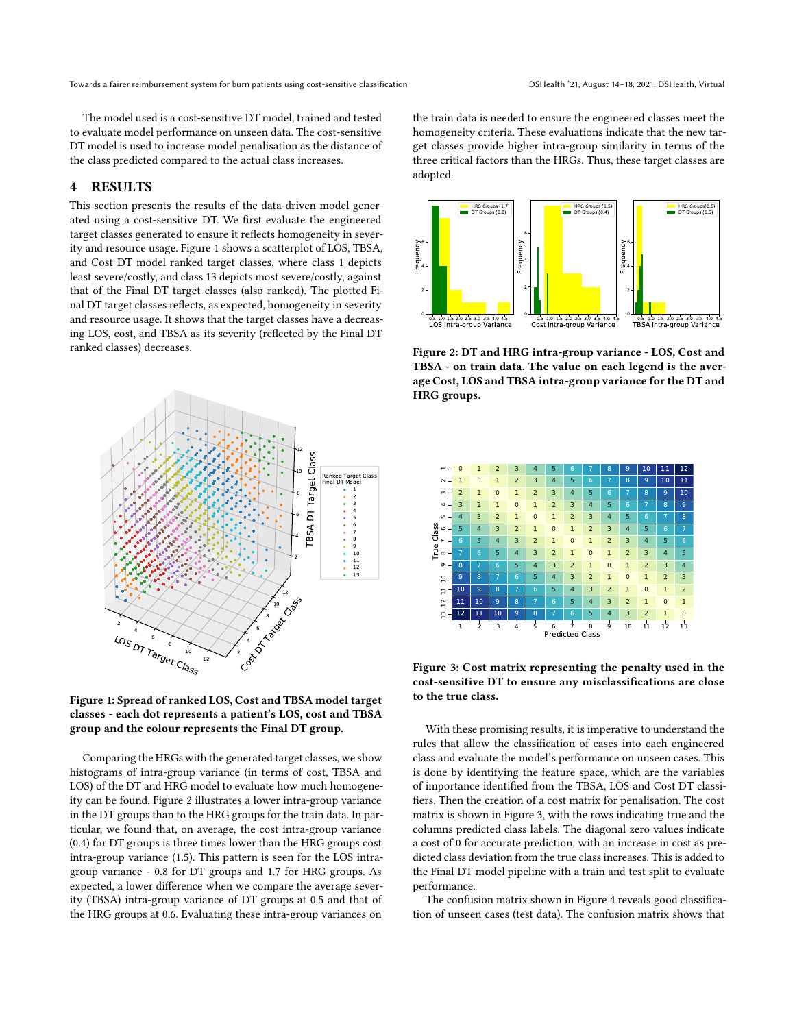The model used is a cost-sensitive DT model, trained and tested to evaluate model performance on unseen data. The cost-sensitive DT model is used to increase model penalisation as the distance of the class predicted compared to the actual class increases.

## 4 RESULTS

This section presents the results of the data-driven model generated using a cost-sensitive DT. We first evaluate the engineered target classes generated to ensure it reflects homogeneity in severity and resource usage. Figure 1 shows a scatterplot of LOS, TBSA, and Cost DT model ranked target classes, where class 1 depicts least severe/costly, and class 13 depicts most severe/costly, against that of the Final DT target classes (also ranked). The plotted Final DT target classes reflects, as expected, homogeneity in severity and resource usage. It shows that the target classes have a decreasing LOS, cost, and TBSA as its severity (reflected by the Final DT ranked classes) decreases.

Figure 1: Spread of ranked LOS, Cost and TBSA model target classes - each dot represents a patient's LOS, cost and TBSA group and the colour represents the Final DT group.

Comparing the HRGs with the generated target classes, we show histograms of intra-group variance (in terms of cost, TBSA and LOS) of the DT and HRG model to evaluate how much homogeneity can be found. Figure 2 illustrates a lower intra-group variance in the DT groups than to the HRG groups for the train data. In particular, we found that, on average, the cost intra-group variance (0.4) for DT groups is three times lower than the HRG groups cost intra-group variance (1.5). This pattern is seen for the LOS intra-group variance - 0.8 for DT groups and 1.7 for HRG groups. As expected, a lower difference when we compare the average severity (TBSA) intra-group variance of DT groups at 0.5 and that of the HRG groups at 0.6. Evaluating these intra-group variances on the train data is needed to ensure the engineered classes meet the homogeneity criteria. These evaluations indicate that the new target classes provide higher intra-group similarity in terms of the three critical factors than the HRGs. Thus, these target classes are adopted.

Figure 2: DT and HRG intra-group variance - LOS, Cost and TBSA - on train data. The value on each legend is the average Cost, LOS and TBSA intra-group variance for the DT and HRG groups.

Figure 3: Cost matrix representing the penalty used in the cost-sensitive DT to ensure any misclassifications are close to the true class.

With these promising results, it is imperative to understand the rules that allow the classification of cases into each engineered class and evaluate the model's performance on unseen cases. This is done by identifying the feature space, which are the variables of importance identified from the TBSA, LOS and Cost DT classifiers. Then the creation of a cost matrix for penalisation. The cost matrix is shown in Figure 3, with the rows indicating true and the columns predicted class labels. The diagonal zero values indicate a cost of 0 for accurate prediction, with an increase in cost as predicted class deviation from the true class increases. This is added to the Final DT model pipeline with a train and test split to evaluate performance.

The confusion matrix shown in Figure 4 reveals good classification of unseen cases (test data). The confusion matrix shows that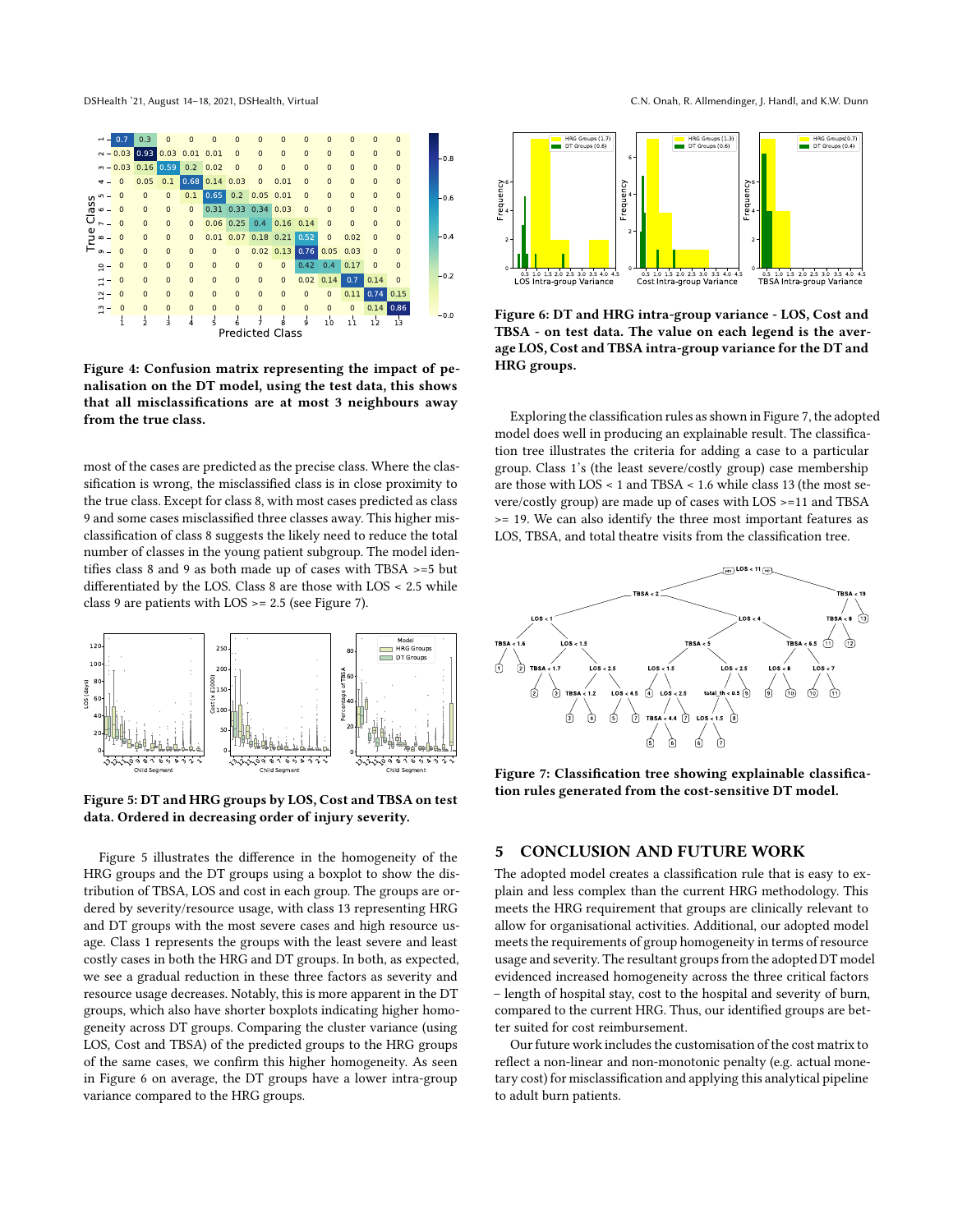Figure 4: Confusion matrix representing the impact of penalisation on the DT model, using the test data, this shows that all misclassifications are at most 3 neighbours away from the true class.

most of the cases are predicted as the precise class. Where the classification is wrong, the misclassified class is in close proximity to the true class. Except for class 8, with most cases predicted as class 9 and some cases misclassified three classes away. This higher misclassification of class 8 suggests the likely need to reduce the total number of classes in the young patient subgroup. The model identifies class 8 and 9 as both made up of cases with TBSA >=5 but differentiated by the LOS. Class 8 are those with LOS < 2.5 while class 9 are patients with LOS >= 2.5 (see Figure 7).

Figure 5: DT and HRG groups by LOS, Cost and TBSA on test data. Ordered in decreasing order of injury severity.

Figure 5 illustrates the difference in the homogeneity of the HRG groups and the DT groups using a boxplot to show the distribution of TBSA, LOS and cost in each group. The groups are ordered by severity/resource usage, with class 13 representing HRG and DT groups with the most severe cases and high resource usage. Class 1 represents the groups with the least severe and least costly cases in both the HRG and DT groups. In both, as expected, we see a gradual reduction in these three factors as severity and resource usage decreases. Notably, this is more apparent in the DT groups, which also have shorter boxplots indicating higher homogeneity across DT groups. Comparing the cluster variance (using LOS, Cost and TBSA) of the predicted groups to the HRG groups of the same cases, we confirm this higher homogeneity. As seen in Figure 6 on average, the DT groups have a lower intra-group variance compared to the HRG groups.

Figure 6: DT and HRG intra-group variance - LOS, Cost and TBSA - on test data. The value on each legend is the average LOS, Cost and TBSA intra-group variance for the DT and HRG groups.

Exploring the classification rules as shown in Figure 7, the adopted model does well in producing an explainable result. The classification tree illustrates the criteria for adding a case to a particular group. Class 1's (the least severe/costly group) case membership are those with LOS < 1 and TBSA < 1.6 while class 13 (the most severe/costly group) are made up of cases with LOS >=11 and TBSA >= 19. We can also identify the three most important features as LOS, TBSA, and total theatre visits from the classification tree.

Figure 7: Classification tree showing explainable classification rules generated from the cost-sensitive DT model.

## 5 CONCLUSION AND FUTURE WORK

The adopted model creates a classification rule that is easy to explain and less complex than the current HRG methodology. This meets the HRG requirement that groups are clinically relevant to allow for organisational activities. Additional, our adopted model meets the requirements of group homogeneity in terms of resource usage and severity. The resultant groups from the adopted DT model evidenced increased homogeneity across the three critical factors – length of hospital stay, cost to the hospital and severity of burn, compared to the current HRG. Thus, our identified groups are better suited for cost reimbursement.

Our future work includes the customisation of the cost matrix to reflect a non-linear and non-monotonic penalty (e.g. actual monetary cost) for misclassification and applying this analytical pipeline to adult burn patients.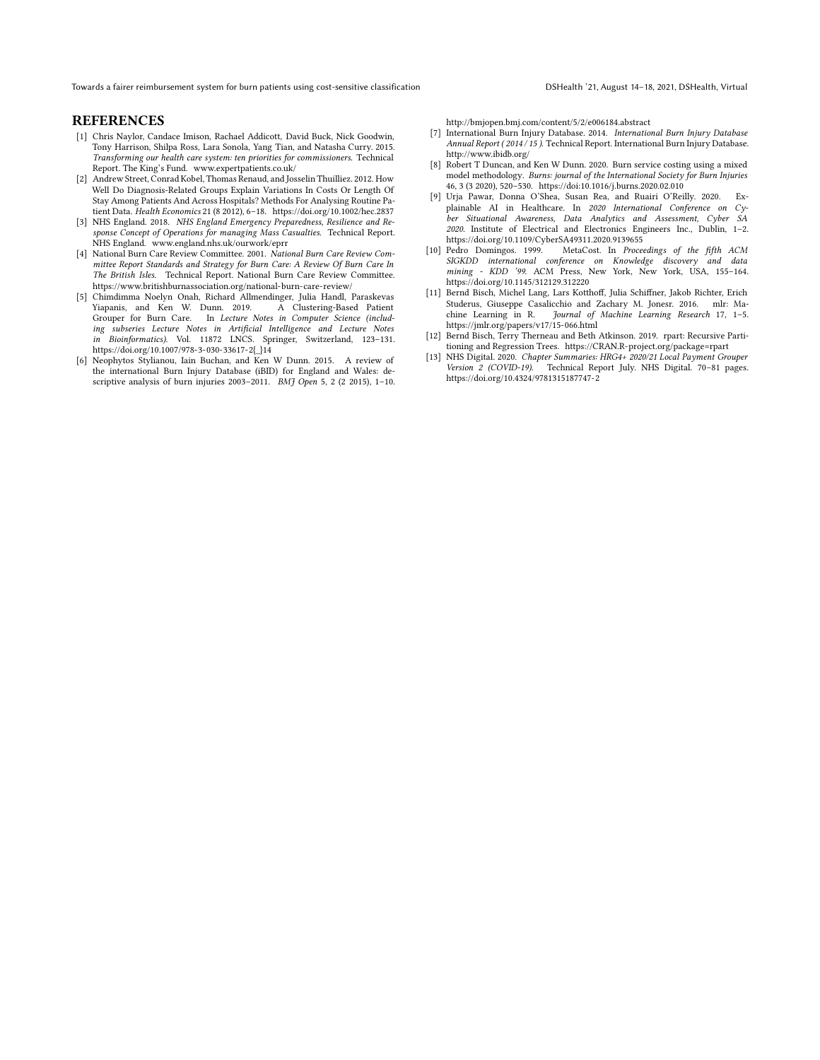## REFERENCES

[1] Chris Naylor, Candace Imison, Rachael Addicott, David Buck, Nick Goodwin, Tony Harrison, Shilpa Ross, Lara Sonola, Yang Tian, and Natasha Curry. 2015. *Transforming our health care system: ten priorities for commissioners*. Technical Report. The King's Fund. www.expertpatients.co.uk/

[2] Andrew Street, Conrad Kobel, Thomas Renaud, and Josselin Thuilliez. 2012. How Well Do Diagnosis-Related Groups Explain Variations In Costs Or Length Of Stay Among Patients And Across Hospitals? Methods For Analysing Routine Patient Data. *Health Economics* 21 (8 2012), 6–18. https://doi.org/10.1002/hec.2837

[3] NHS England. 2018. *NHS England Emergency Preparedness, Resilience and Response Concept of Operations for managing Mass Casualties*. Technical Report. NHS England. www.england.nhs.uk/ourwork/eprr

[4] National Burn Care Review Committee. 2001. *National Burn Care Review Committee Report Standards and Strategy for Burn Care: A Review Of Burn Care In The British Isles*. Technical Report. National Burn Care Review Committee. https://www.britishburnassociation.org/national-burn-care-review/

[5] Chimdimma Noelyn Onah, Richard Allmendinger, Julia Handl, Paraskevas Yiapanis, and Ken W. Dunn. 2019. A Clustering-Based Patient Grouper for Burn Care. In *Lecture Notes in Computer Science (including subseries Lecture Notes in Artificial Intelligence and Lecture Notes in Bioinformatics)*. Vol. 11872 LNCS. Springer, Switzerland, 123–131. https://doi.org/10.1007/978-3-030-33617-2{_}14

[6] Neophytos Stylianou, Iain Buchan, and Ken W Dunn. 2015. A review of the international Burn Injury Database (iBID) for England and Wales: descriptive analysis of burn injuries 2003–2011. *BMJ Open* 5, 2 (2 2015), 1–10. http://bmjopen.bmj.com/content/5/2/e006184.abstract

[7] International Burn Injury Database. 2014. *International Burn Injury Database Annual Report ( 2014 / 15 )*. Technical Report. International Burn Injury Database. http://www.ibidb.org/

[8] Robert T Duncan, and Ken W Dunn. 2020. Burn service costing using a mixed model methodology. *Burns: journal of the International Society for Burn Injuries* 46, 3 (3 2020), 520–530. https://doi:10.1016/j.burns.2020.02.010

[9] Urja Pawar, Donna O'Shea, Susan Rea, and Ruairi O'Reilly. 2020. Explainable AI in Healthcare. In *2020 International Conference on Cyber Situational Awareness, Data Analytics and Assessment, Cyber SA 2020*. Institute of Electrical and Electronics Engineers Inc., Dublin, 1–2. https://doi.org/10.1109/CyberSA49311.2020.9139655

[10] Pedro Domingos. 1999. MetaCost. In *Proceedings of the fifth ACM SIGKDD international conference on Knowledge discovery and data mining - KDD '99*. ACM Press, New York, New York, USA, 155–164. https://doi.org/10.1145/312129.312220

[11] Bernd Bisch, Michel Lang, Lars Kotthoff, Julia Schiffner, Jakob Richter, Erich Studerus, Giuseppe Casalicchio and Zachary M. Jonesr. 2016. mlr: Machine Learning in R. *Journal of Machine Learning Research* 17, 1–5. https://jmlr.org/papers/v17/15-066.html

[12] Bernd Bisch, Terry Therneau and Beth Atkinson. 2019. rpart: Recursive Partitioning and Regression Trees. https://CRAN.R-project.org/package=rpart

[13] NHS Digital. 2020. *Chapter Summaries: HRG4+ 2020/21 Local Payment Grouper Version 2 (COVID-19)*. Technical Report July. NHS Digital. 70–81 pages. https://doi.org/10.4324/9781315187747-2